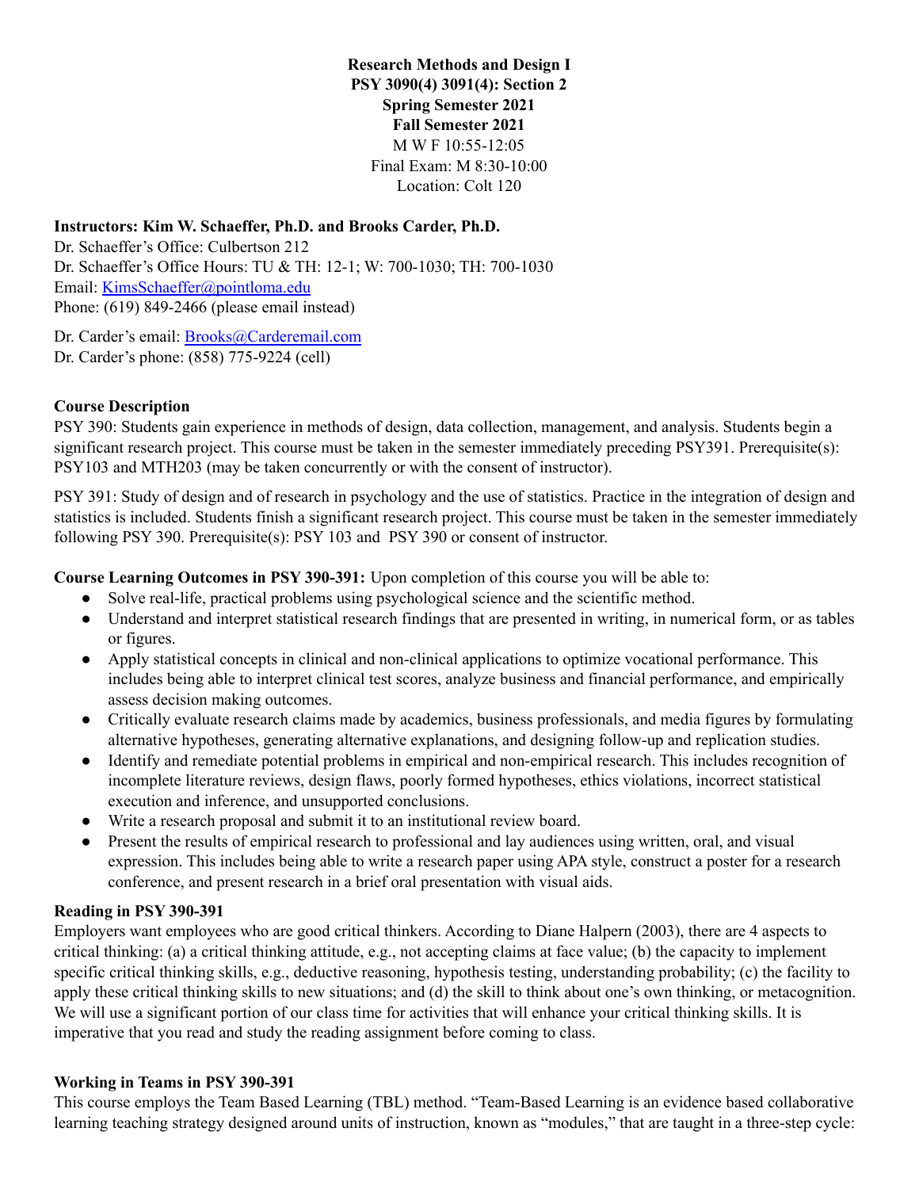**Research Methods and Design I**
**PSY 3090(4) 3091(4): Section 2**
**Spring Semester 2021**
**Fall Semester 2021**
M W F 10:55-12:05
Final Exam: M 8:30-10:00
Location: Colt 120

**Instructors: Kim W. Schaeffer, Ph.D. and Brooks Carder, Ph.D.**
Dr. Schaeffer's Office: Culbertson 212
Dr. Schaeffer's Office Hours: TU & TH: 12-1; W: 700-1030; TH: 700-1030
Email: KimsSchaeffer@pointloma.edu
Phone: (619) 849-2466 (please email instead)

Dr. Carder's email: Brooks@Carderemail.com
Dr. Carder's phone: (858) 775-9224 (cell)

**Course Description**

PSY 390: Students gain experience in methods of design, data collection, management, and analysis. Students begin a significant research project. This course must be taken in the semester immediately preceding PSY391. Prerequisite(s): PSY103 and MTH203 (may be taken concurrently or with the consent of instructor).

PSY 391: Study of design and of research in psychology and the use of statistics. Practice in the integration of design and statistics is included. Students finish a significant research project. This course must be taken in the semester immediately following PSY 390. Prerequisite(s): PSY 103 and PSY 390 or consent of instructor.

**Course Learning Outcomes in PSY 390-391:** Upon completion of this course you will be able to:

- Solve real-life, practical problems using psychological science and the scientific method.
- Understand and interpret statistical research findings that are presented in writing, in numerical form, or as tables or figures.
- Apply statistical concepts in clinical and non-clinical applications to optimize vocational performance. This includes being able to interpret clinical test scores, analyze business and financial performance, and empirically assess decision making outcomes.
- Critically evaluate research claims made by academics, business professionals, and media figures by formulating alternative hypotheses, generating alternative explanations, and designing follow-up and replication studies.
- Identify and remediate potential problems in empirical and non-empirical research. This includes recognition of incomplete literature reviews, design flaws, poorly formed hypotheses, ethics violations, incorrect statistical execution and inference, and unsupported conclusions.
- Write a research proposal and submit it to an institutional review board.
- Present the results of empirical research to professional and lay audiences using written, oral, and visual expression. This includes being able to write a research paper using APA style, construct a poster for a research conference, and present research in a brief oral presentation with visual aids.

**Reading in PSY 390-391**

Employers want employees who are good critical thinkers. According to Diane Halpern (2003), there are 4 aspects to critical thinking: (a) a critical thinking attitude, e.g., not accepting claims at face value; (b) the capacity to implement specific critical thinking skills, e.g., deductive reasoning, hypothesis testing, understanding probability; (c) the facility to apply these critical thinking skills to new situations; and (d) the skill to think about one's own thinking, or metacognition. We will use a significant portion of our class time for activities that will enhance your critical thinking skills. It is imperative that you read and study the reading assignment before coming to class.

**Working in Teams in PSY 390-391**

This course employs the Team Based Learning (TBL) method. "Team-Based Learning is an evidence based collaborative learning teaching strategy designed around units of instruction, known as "modules," that are taught in a three-step cycle: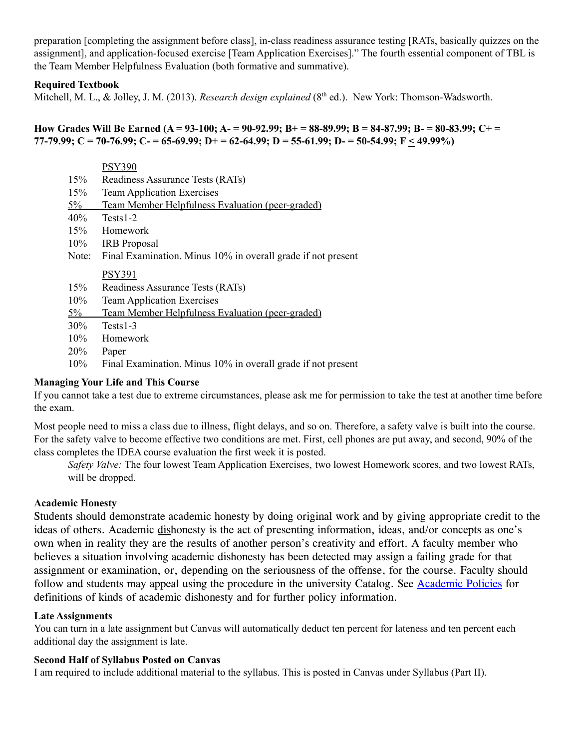preparation [completing the assignment before class], in-class readiness assurance testing [RATs, basically quizzes on the assignment], and application-focused exercise [Team Application Exercises]." The fourth essential component of TBL is the Team Member Helpfulness Evaluation (both formative and summative).

**Required Textbook**

Mitchell, M. L., & Jolley, J. M. (2013). *Research design explained* (8th ed.). New York: Thomson-Wadsworth.

**How Grades Will Be Earned (A = 93-100; A- = 90-92.99; B+ = 88-89.99; B = 84-87.99; B- = 80-83.99; C+ = 77-79.99; C = 70-76.99; C- = 65-69.99; D+ = 62-64.99; D = 55-61.99; D- = 50-54.99; F ≤ 49.99%)**

| | PSY390 |
|---|---|
| 15% | Readiness Assurance Tests (RATs) |
| 15% | Team Application Exercises |
| 5% | Team Member Helpfulness Evaluation (peer-graded) |
| 40% | Tests1-2 |
| 15% | Homework |
| 10% | IRB Proposal |
| Note: | Final Examination. Minus 10% in overall grade if not present |

| | PSY391 |
|---|---|
| 15% | Readiness Assurance Tests (RATs) |
| 10% | Team Application Exercises |
| 5% | Team Member Helpfulness Evaluation (peer-graded) |
| 30% | Tests1-3 |
| 10% | Homework |
| 20% | Paper |
| 10% | Final Examination. Minus 10% in overall grade if not present |

**Managing Your Life and This Course**

If you cannot take a test due to extreme circumstances, please ask me for permission to take the test at another time before the exam.

Most people need to miss a class due to illness, flight delays, and so on. Therefore, a safety valve is built into the course. For the safety valve to become effective two conditions are met. First, cell phones are put away, and second, 90% of the class completes the IDEA course evaluation the first week it is posted.

*Safety Valve:* The four lowest Team Application Exercises, two lowest Homework scores, and two lowest RATs, will be dropped.

**Academic Honesty**

Students should demonstrate academic honesty by doing original work and by giving appropriate credit to the ideas of others. Academic dishonesty is the act of presenting information, ideas, and/or concepts as one's own when in reality they are the results of another person's creativity and effort. A faculty member who believes a situation involving academic dishonesty has been detected may assign a failing grade for that assignment or examination, or, depending on the seriousness of the offense, for the course. Faculty should follow and students may appeal using the procedure in the university Catalog. See Academic Policies for definitions of kinds of academic dishonesty and for further policy information.

**Late Assignments**

You can turn in a late assignment but Canvas will automatically deduct ten percent for lateness and ten percent each additional day the assignment is late.

**Second Half of Syllabus Posted on Canvas**

I am required to include additional material to the syllabus. This is posted in Canvas under Syllabus (Part II).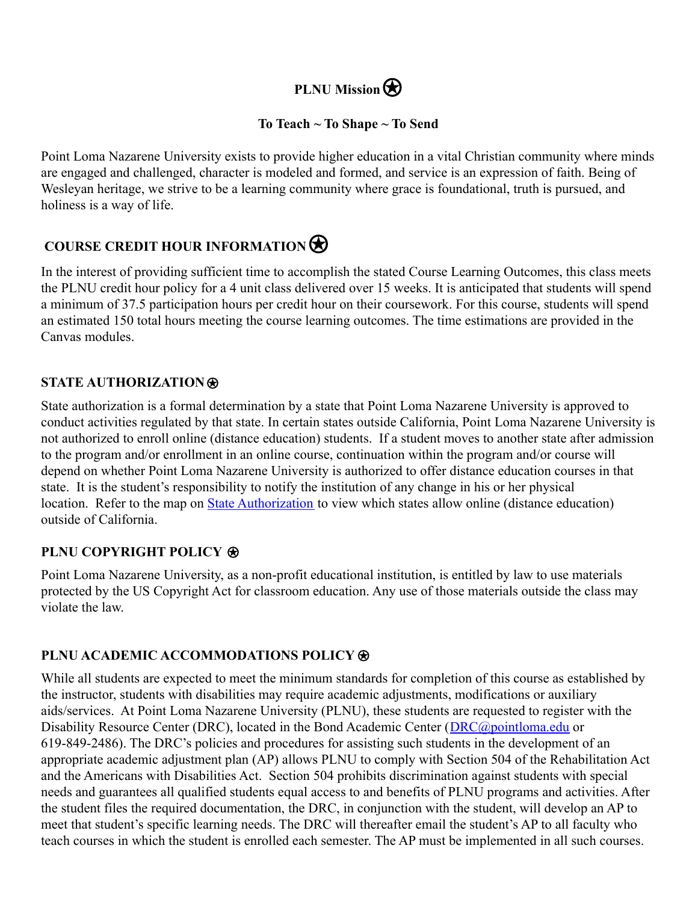## PLNU Mission ⍟

**To Teach ~ To Shape ~ To Send**

Point Loma Nazarene University exists to provide higher education in a vital Christian community where minds are engaged and challenged, character is modeled and formed, and service is an expression of faith. Being of Wesleyan heritage, we strive to be a learning community where grace is foundational, truth is pursued, and holiness is a way of life.

## COURSE CREDIT HOUR INFORMATION ⍟

In the interest of providing sufficient time to accomplish the stated Course Learning Outcomes, this class meets the PLNU credit hour policy for a 4 unit class delivered over 15 weeks. It is anticipated that students will spend a minimum of 37.5 participation hours per credit hour on their coursework. For this course, students will spend an estimated 150 total hours meeting the course learning outcomes. The time estimations are provided in the Canvas modules.

## STATE AUTHORIZATION ⍟

State authorization is a formal determination by a state that Point Loma Nazarene University is approved to conduct activities regulated by that state. In certain states outside California, Point Loma Nazarene University is not authorized to enroll online (distance education) students. If a student moves to another state after admission to the program and/or enrollment in an online course, continuation within the program and/or course will depend on whether Point Loma Nazarene University is authorized to offer distance education courses in that state. It is the student's responsibility to notify the institution of any change in his or her physical location. Refer to the map on State Authorization to view which states allow online (distance education) outside of California.

## PLNU COPYRIGHT POLICY ⍟

Point Loma Nazarene University, as a non-profit educational institution, is entitled by law to use materials protected by the US Copyright Act for classroom education. Any use of those materials outside the class may violate the law.

## PLNU ACADEMIC ACCOMMODATIONS POLICY ⍟

While all students are expected to meet the minimum standards for completion of this course as established by the instructor, students with disabilities may require academic adjustments, modifications or auxiliary aids/services. At Point Loma Nazarene University (PLNU), these students are requested to register with the Disability Resource Center (DRC), located in the Bond Academic Center (DRC@pointloma.edu or 619-849-2486). The DRC's policies and procedures for assisting such students in the development of an appropriate academic adjustment plan (AP) allows PLNU to comply with Section 504 of the Rehabilitation Act and the Americans with Disabilities Act. Section 504 prohibits discrimination against students with special needs and guarantees all qualified students equal access to and benefits of PLNU programs and activities. After the student files the required documentation, the DRC, in conjunction with the student, will develop an AP to meet that student's specific learning needs. The DRC will thereafter email the student's AP to all faculty who teach courses in which the student is enrolled each semester. The AP must be implemented in all such courses.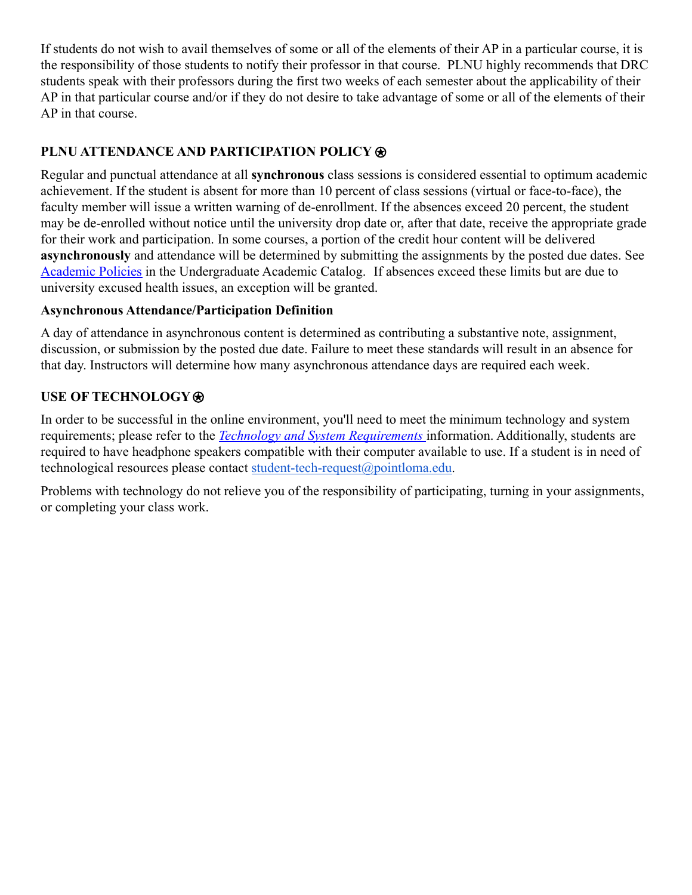If students do not wish to avail themselves of some or all of the elements of their AP in a particular course, it is the responsibility of those students to notify their professor in that course. PLNU highly recommends that DRC students speak with their professors during the first two weeks of each semester about the applicability of their AP in that particular course and/or if they do not desire to take advantage of some or all of the elements of their AP in that course.

## PLNU ATTENDANCE AND PARTICIPATION POLICY ⍟

Regular and punctual attendance at all **synchronous** class sessions is considered essential to optimum academic achievement. If the student is absent for more than 10 percent of class sessions (virtual or face-to-face), the faculty member will issue a written warning of de-enrollment. If the absences exceed 20 percent, the student may be de-enrolled without notice until the university drop date or, after that date, receive the appropriate grade for their work and participation. In some courses, a portion of the credit hour content will be delivered **asynchronously** and attendance will be determined by submitting the assignments by the posted due dates. See [Academic Policies](Academic Policies) in the Undergraduate Academic Catalog. If absences exceed these limits but are due to university excused health issues, an exception will be granted.

### Asynchronous Attendance/Participation Definition

A day of attendance in asynchronous content is determined as contributing a substantive note, assignment, discussion, or submission by the posted due date. Failure to meet these standards will result in an absence for that day. Instructors will determine how many asynchronous attendance days are required each week.

## USE OF TECHNOLOGY ⍟

In order to be successful in the online environment, you'll need to meet the minimum technology and system requirements; please refer to the *[Technology and System Requirements](Technology and System Requirements)* information. Additionally, students are required to have headphone speakers compatible with their computer available to use. If a student is in need of technological resources please contact student-tech-request@pointloma.edu.

Problems with technology do not relieve you of the responsibility of participating, turning in your assignments, or completing your class work.